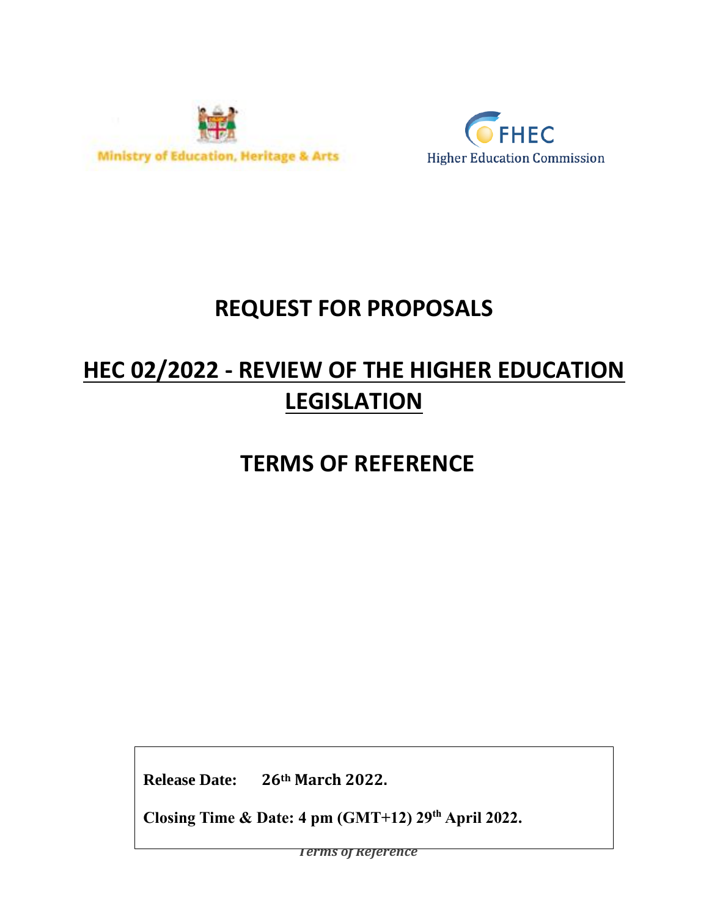Ministry of Education, Heritage & Arts

FHEC Higher Education Commission

# REQUEST FOR PROPOSALS

# HEC 02/2022 - REVIEW OF THE HIGHER EDUCATION LEGISLATION

# TERMS OF REFERENCE

**Release Date: 26th March 2022.**

**Closing Time & Date: 4 pm (GMT+12) 29th April 2022.**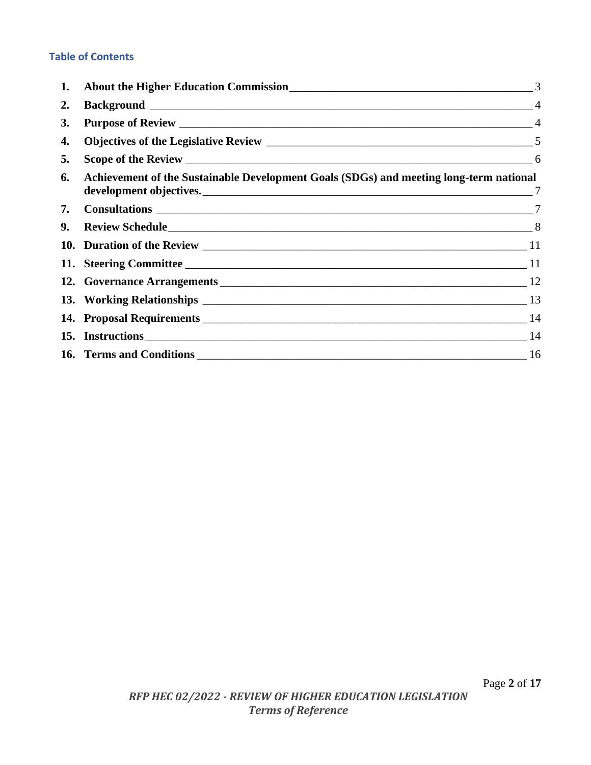## Table of Contents

| | | |
|---|---|---|
| 1. | About the Higher Education Commission | 3 |
| 2. | Background | 4 |
| 3. | Purpose of Review | 4 |
| 4. | Objectives of the Legislative Review | 5 |
| 5. | Scope of the Review | 6 |
| 6. | Achievement of the Sustainable Development Goals (SDGs) and meeting long-term national development objectives. | 7 |
| 7. | Consultations | 7 |
| 9. | Review Schedule | 8 |
| 10. | Duration of the Review | 11 |
| 11. | Steering Committee | 11 |
| 12. | Governance Arrangements | 12 |
| 13. | Working Relationships | 13 |
| 14. | Proposal Requirements | 14 |
| 15. | Instructions | 14 |
| 16. | Terms and Conditions | 16 |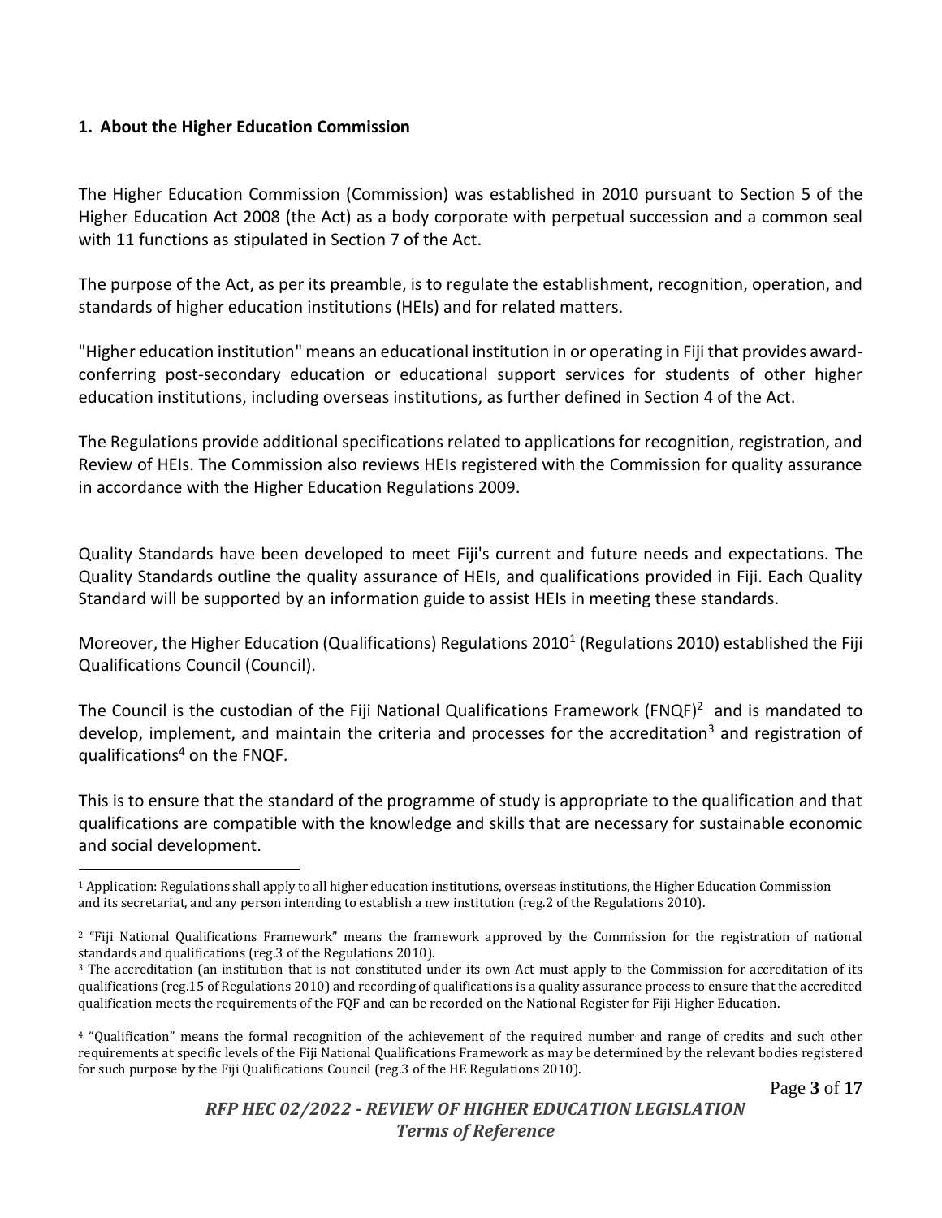## 1. About the Higher Education Commission

The Higher Education Commission (Commission) was established in 2010 pursuant to Section 5 of the Higher Education Act 2008 (the Act) as a body corporate with perpetual succession and a common seal with 11 functions as stipulated in Section 7 of the Act.

The purpose of the Act, as per its preamble, is to regulate the establishment, recognition, operation, and standards of higher education institutions (HEIs) and for related matters.

"Higher education institution" means an educational institution in or operating in Fiji that provides award-conferring post-secondary education or educational support services for students of other higher education institutions, including overseas institutions, as further defined in Section 4 of the Act.

The Regulations provide additional specifications related to applications for recognition, registration, and Review of HEIs. The Commission also reviews HEIs registered with the Commission for quality assurance in accordance with the Higher Education Regulations 2009.

Quality Standards have been developed to meet Fiji's current and future needs and expectations. The Quality Standards outline the quality assurance of HEIs, and qualifications provided in Fiji. Each Quality Standard will be supported by an information guide to assist HEIs in meeting these standards.

Moreover, the Higher Education (Qualifications) Regulations 2010[1] (Regulations 2010) established the Fiji Qualifications Council (Council).

The Council is the custodian of the Fiji National Qualifications Framework (FNQF)[2] and is mandated to develop, implement, and maintain the criteria and processes for the accreditation[3] and registration of qualifications[4] on the FNQF.

This is to ensure that the standard of the programme of study is appropriate to the qualification and that qualifications are compatible with the knowledge and skills that are necessary for sustainable economic and social development.

---

[1] Application: Regulations shall apply to all higher education institutions, overseas institutions, the Higher Education Commission and its secretariat, and any person intending to establish a new institution (reg.2 of the Regulations 2010).

[2] "Fiji National Qualifications Framework" means the framework approved by the Commission for the registration of national standards and qualifications (reg.3 of the Regulations 2010).

[3] The accreditation (an institution that is not constituted under its own Act must apply to the Commission for accreditation of its qualifications (reg.15 of Regulations 2010) and recording of qualifications is a quality assurance process to ensure that the accredited qualification meets the requirements of the FQF and can be recorded on the National Register for Fiji Higher Education.

[4] "Qualification" means the formal recognition of the achievement of the required number and range of credits and such other requirements at specific levels of the Fiji National Qualifications Framework as may be determined by the relevant bodies registered for such purpose by the Fiji Qualifications Council (reg.3 of the HE Regulations 2010).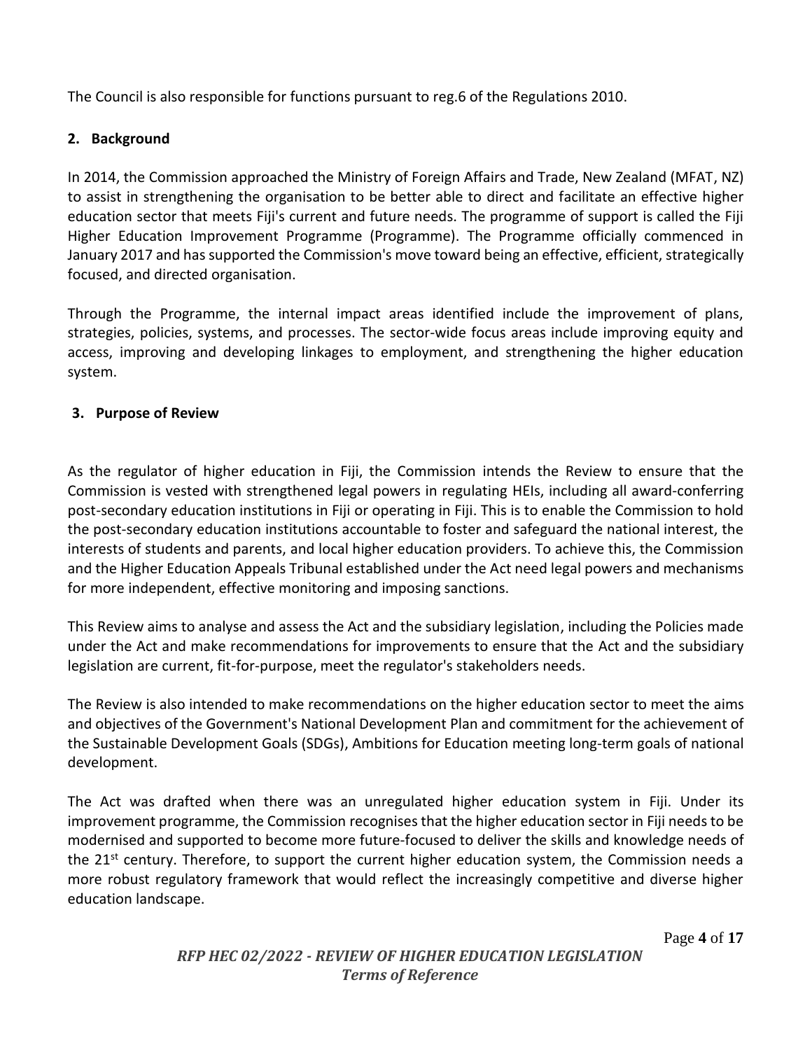The Council is also responsible for functions pursuant to reg.6 of the Regulations 2010.

## 2. Background

In 2014, the Commission approached the Ministry of Foreign Affairs and Trade, New Zealand (MFAT, NZ) to assist in strengthening the organisation to be better able to direct and facilitate an effective higher education sector that meets Fiji's current and future needs. The programme of support is called the Fiji Higher Education Improvement Programme (Programme). The Programme officially commenced in January 2017 and has supported the Commission's move toward being an effective, efficient, strategically focused, and directed organisation.

Through the Programme, the internal impact areas identified include the improvement of plans, strategies, policies, systems, and processes. The sector-wide focus areas include improving equity and access, improving and developing linkages to employment, and strengthening the higher education system.

## 3. Purpose of Review

As the regulator of higher education in Fiji, the Commission intends the Review to ensure that the Commission is vested with strengthened legal powers in regulating HEIs, including all award-conferring post-secondary education institutions in Fiji or operating in Fiji. This is to enable the Commission to hold the post-secondary education institutions accountable to foster and safeguard the national interest, the interests of students and parents, and local higher education providers. To achieve this, the Commission and the Higher Education Appeals Tribunal established under the Act need legal powers and mechanisms for more independent, effective monitoring and imposing sanctions.

This Review aims to analyse and assess the Act and the subsidiary legislation, including the Policies made under the Act and make recommendations for improvements to ensure that the Act and the subsidiary legislation are current, fit-for-purpose, meet the regulator's stakeholders needs.

The Review is also intended to make recommendations on the higher education sector to meet the aims and objectives of the Government's National Development Plan and commitment for the achievement of the Sustainable Development Goals (SDGs), Ambitions for Education meeting long-term goals of national development.

The Act was drafted when there was an unregulated higher education system in Fiji. Under its improvement programme, the Commission recognises that the higher education sector in Fiji needs to be modernised and supported to become more future-focused to deliver the skills and knowledge needs of the 21st century. Therefore, to support the current higher education system, the Commission needs a more robust regulatory framework that would reflect the increasingly competitive and diverse higher education landscape.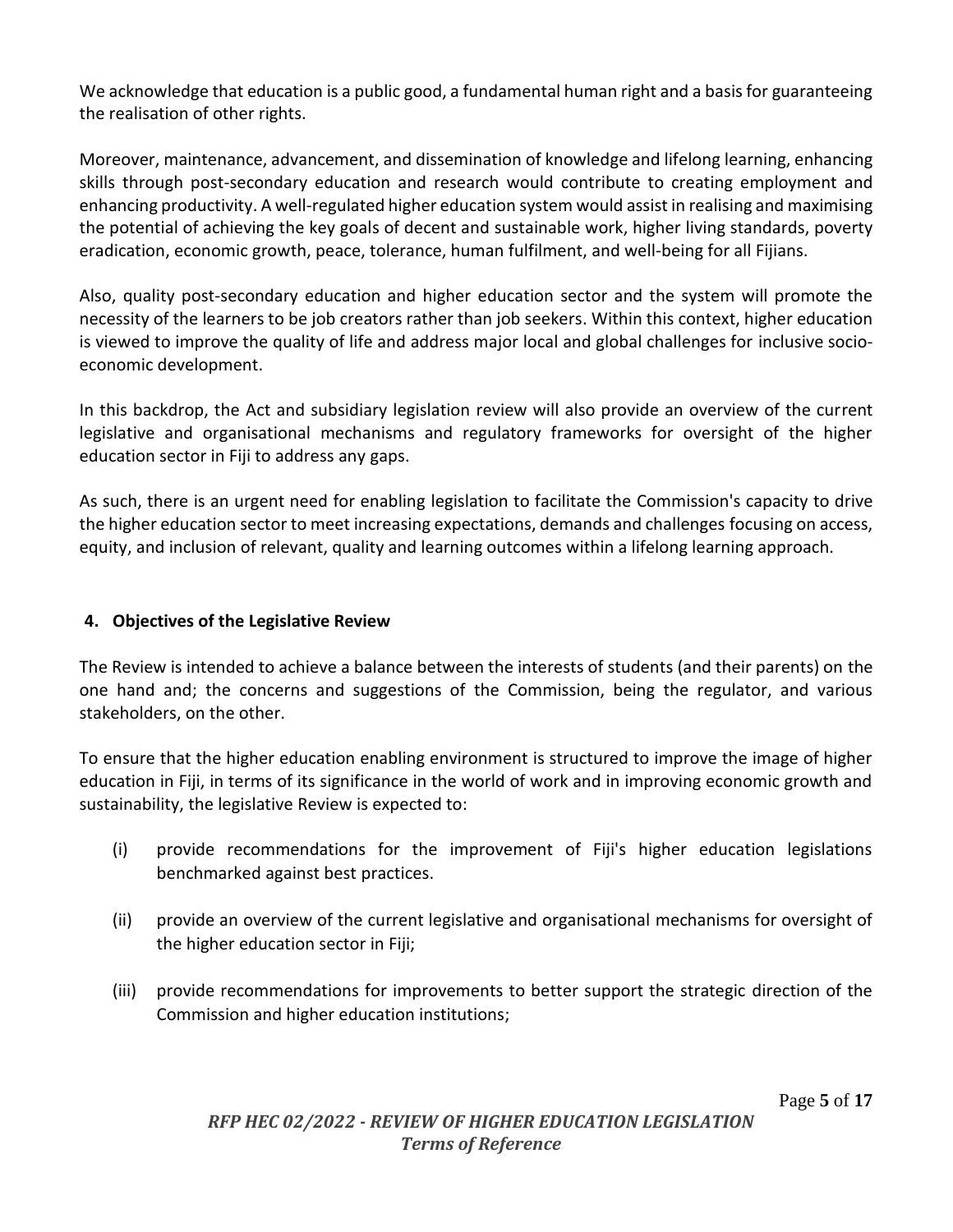We acknowledge that education is a public good, a fundamental human right and a basis for guaranteeing the realisation of other rights.

Moreover, maintenance, advancement, and dissemination of knowledge and lifelong learning, enhancing skills through post-secondary education and research would contribute to creating employment and enhancing productivity. A well-regulated higher education system would assist in realising and maximising the potential of achieving the key goals of decent and sustainable work, higher living standards, poverty eradication, economic growth, peace, tolerance, human fulfilment, and well-being for all Fijians.

Also, quality post-secondary education and higher education sector and the system will promote the necessity of the learners to be job creators rather than job seekers. Within this context, higher education is viewed to improve the quality of life and address major local and global challenges for inclusive socio-economic development.

In this backdrop, the Act and subsidiary legislation review will also provide an overview of the current legislative and organisational mechanisms and regulatory frameworks for oversight of the higher education sector in Fiji to address any gaps.

As such, there is an urgent need for enabling legislation to facilitate the Commission's capacity to drive the higher education sector to meet increasing expectations, demands and challenges focusing on access, equity, and inclusion of relevant, quality and learning outcomes within a lifelong learning approach.

## 4. Objectives of the Legislative Review

The Review is intended to achieve a balance between the interests of students (and their parents) on the one hand and; the concerns and suggestions of the Commission, being the regulator, and various stakeholders, on the other.

To ensure that the higher education enabling environment is structured to improve the image of higher education in Fiji, in terms of its significance in the world of work and in improving economic growth and sustainability, the legislative Review is expected to:

(i) provide recommendations for the improvement of Fiji's higher education legislations benchmarked against best practices.

(ii) provide an overview of the current legislative and organisational mechanisms for oversight of the higher education sector in Fiji;

(iii) provide recommendations for improvements to better support the strategic direction of the Commission and higher education institutions;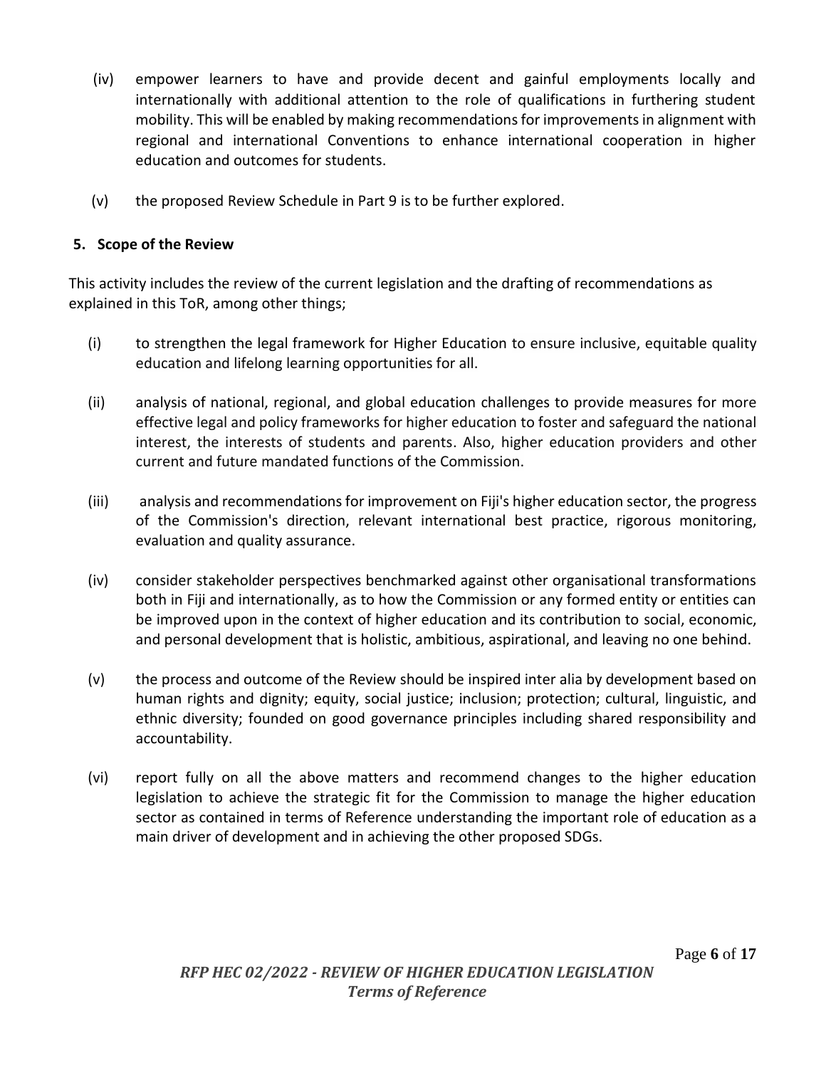(iv) empower learners to have and provide decent and gainful employments locally and internationally with additional attention to the role of qualifications in furthering student mobility. This will be enabled by making recommendations for improvements in alignment with regional and international Conventions to enhance international cooperation in higher education and outcomes for students.

(v) the proposed Review Schedule in Part 9 is to be further explored.

## 5. Scope of the Review

This activity includes the review of the current legislation and the drafting of recommendations as explained in this ToR, among other things;

(i) to strengthen the legal framework for Higher Education to ensure inclusive, equitable quality education and lifelong learning opportunities for all.

(ii) analysis of national, regional, and global education challenges to provide measures for more effective legal and policy frameworks for higher education to foster and safeguard the national interest, the interests of students and parents. Also, higher education providers and other current and future mandated functions of the Commission.

(iii) analysis and recommendations for improvement on Fiji's higher education sector, the progress of the Commission's direction, relevant international best practice, rigorous monitoring, evaluation and quality assurance.

(iv) consider stakeholder perspectives benchmarked against other organisational transformations both in Fiji and internationally, as to how the Commission or any formed entity or entities can be improved upon in the context of higher education and its contribution to social, economic, and personal development that is holistic, ambitious, aspirational, and leaving no one behind.

(v) the process and outcome of the Review should be inspired inter alia by development based on human rights and dignity; equity, social justice; inclusion; protection; cultural, linguistic, and ethnic diversity; founded on good governance principles including shared responsibility and accountability.

(vi) report fully on all the above matters and recommend changes to the higher education legislation to achieve the strategic fit for the Commission to manage the higher education sector as contained in terms of Reference understanding the important role of education as a main driver of development and in achieving the other proposed SDGs.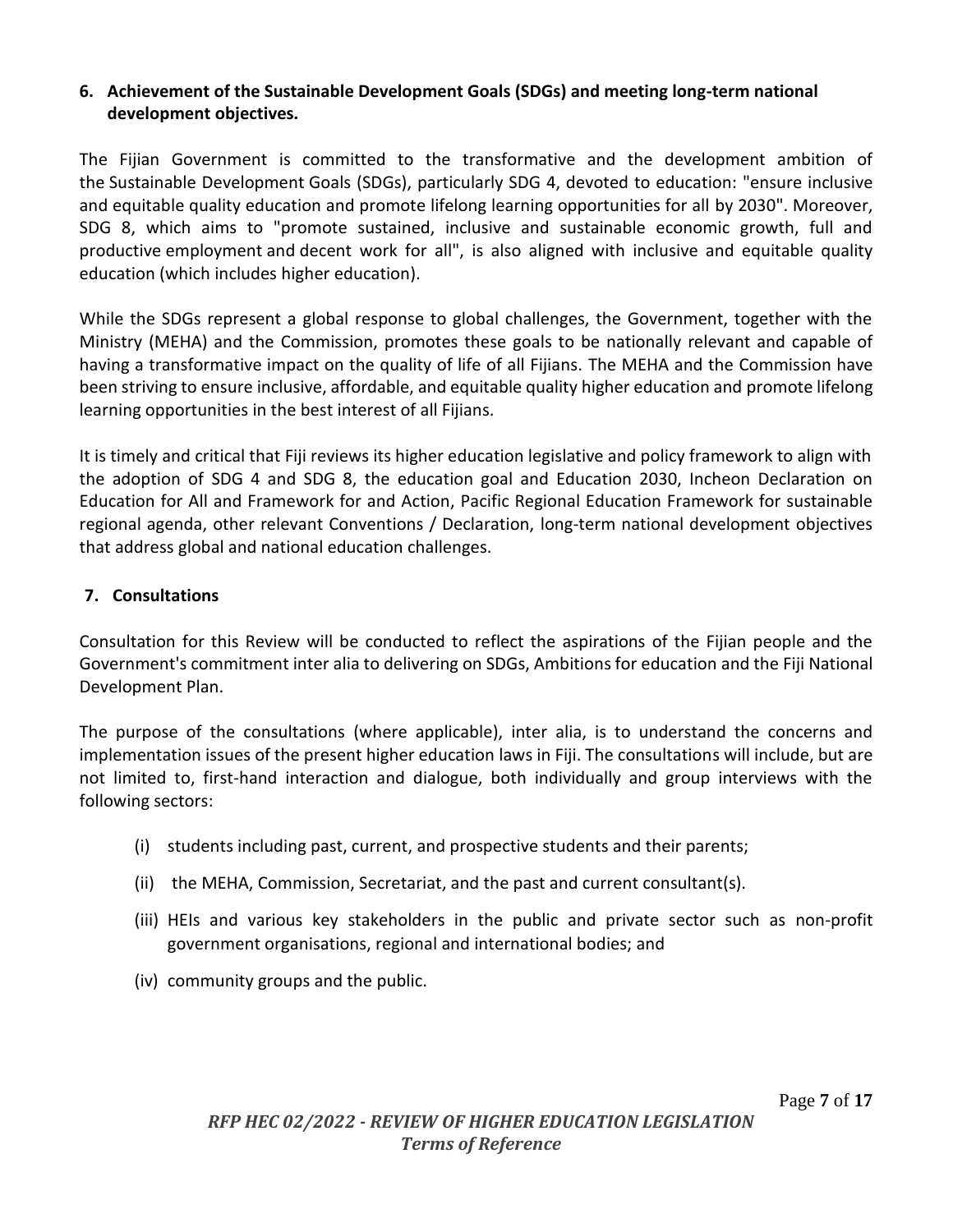## 6. Achievement of the Sustainable Development Goals (SDGs) and meeting long-term national development objectives.

The Fijian Government is committed to the transformative and the development ambition of the Sustainable Development Goals (SDGs), particularly SDG 4, devoted to education: "ensure inclusive and equitable quality education and promote lifelong learning opportunities for all by 2030". Moreover, SDG 8, which aims to "promote sustained, inclusive and sustainable economic growth, full and productive employment and decent work for all", is also aligned with inclusive and equitable quality education (which includes higher education).

While the SDGs represent a global response to global challenges, the Government, together with the Ministry (MEHA) and the Commission, promotes these goals to be nationally relevant and capable of having a transformative impact on the quality of life of all Fijians. The MEHA and the Commission have been striving to ensure inclusive, affordable, and equitable quality higher education and promote lifelong learning opportunities in the best interest of all Fijians.

It is timely and critical that Fiji reviews its higher education legislative and policy framework to align with the adoption of SDG 4 and SDG 8, the education goal and Education 2030, Incheon Declaration on Education for All and Framework for and Action, Pacific Regional Education Framework for sustainable regional agenda, other relevant Conventions / Declaration, long-term national development objectives that address global and national education challenges.

## 7. Consultations

Consultation for this Review will be conducted to reflect the aspirations of the Fijian people and the Government's commitment inter alia to delivering on SDGs, Ambitions for education and the Fiji National Development Plan.

The purpose of the consultations (where applicable), inter alia, is to understand the concerns and implementation issues of the present higher education laws in Fiji. The consultations will include, but are not limited to, first-hand interaction and dialogue, both individually and group interviews with the following sectors:

(i) students including past, current, and prospective students and their parents;

(ii) the MEHA, Commission, Secretariat, and the past and current consultant(s).

(iii) HEIs and various key stakeholders in the public and private sector such as non-profit government organisations, regional and international bodies; and

(iv) community groups and the public.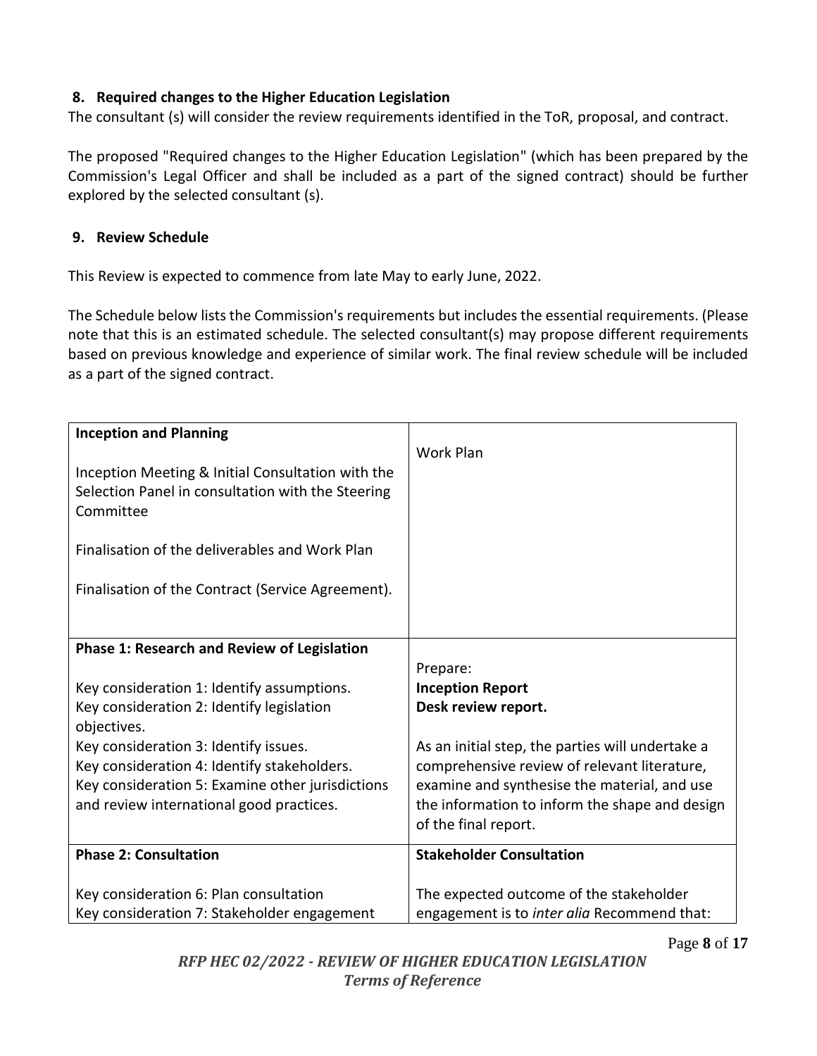## 8. Required changes to the Higher Education Legislation

The consultant (s) will consider the review requirements identified in the ToR, proposal, and contract.

The proposed "Required changes to the Higher Education Legislation" (which has been prepared by the Commission's Legal Officer and shall be included as a part of the signed contract) should be further explored by the selected consultant (s).

## 9. Review Schedule

This Review is expected to commence from late May to early June, 2022.

The Schedule below lists the Commission's requirements but includes the essential requirements. (Please note that this is an estimated schedule. The selected consultant(s) may propose different requirements based on previous knowledge and experience of similar work. The final review schedule will be included as a part of the signed contract.

| | |
|---|---|
| **Inception and Planning**<br><br>Inception Meeting & Initial Consultation with the Selection Panel in consultation with the Steering Committee<br><br>Finalisation of the deliverables and Work Plan<br><br>Finalisation of the Contract (Service Agreement). | Work Plan |
| **Phase 1: Research and Review of Legislation**<br><br>Key consideration 1: Identify assumptions.<br>Key consideration 2: Identify legislation objectives.<br>Key consideration 3: Identify issues.<br>Key consideration 4: Identify stakeholders.<br>Key consideration 5: Examine other jurisdictions and review international good practices. | Prepare:<br>**Inception Report**<br>**Desk review report.**<br><br>As an initial step, the parties will undertake a comprehensive review of relevant literature, examine and synthesise the material, and use the information to inform the shape and design of the final report. |
| **Phase 2: Consultation**<br><br>Key consideration 6: Plan consultation<br>Key consideration 7: Stakeholder engagement | **Stakeholder Consultation**<br><br>The expected outcome of the stakeholder engagement is to *inter alia* Recommend that: |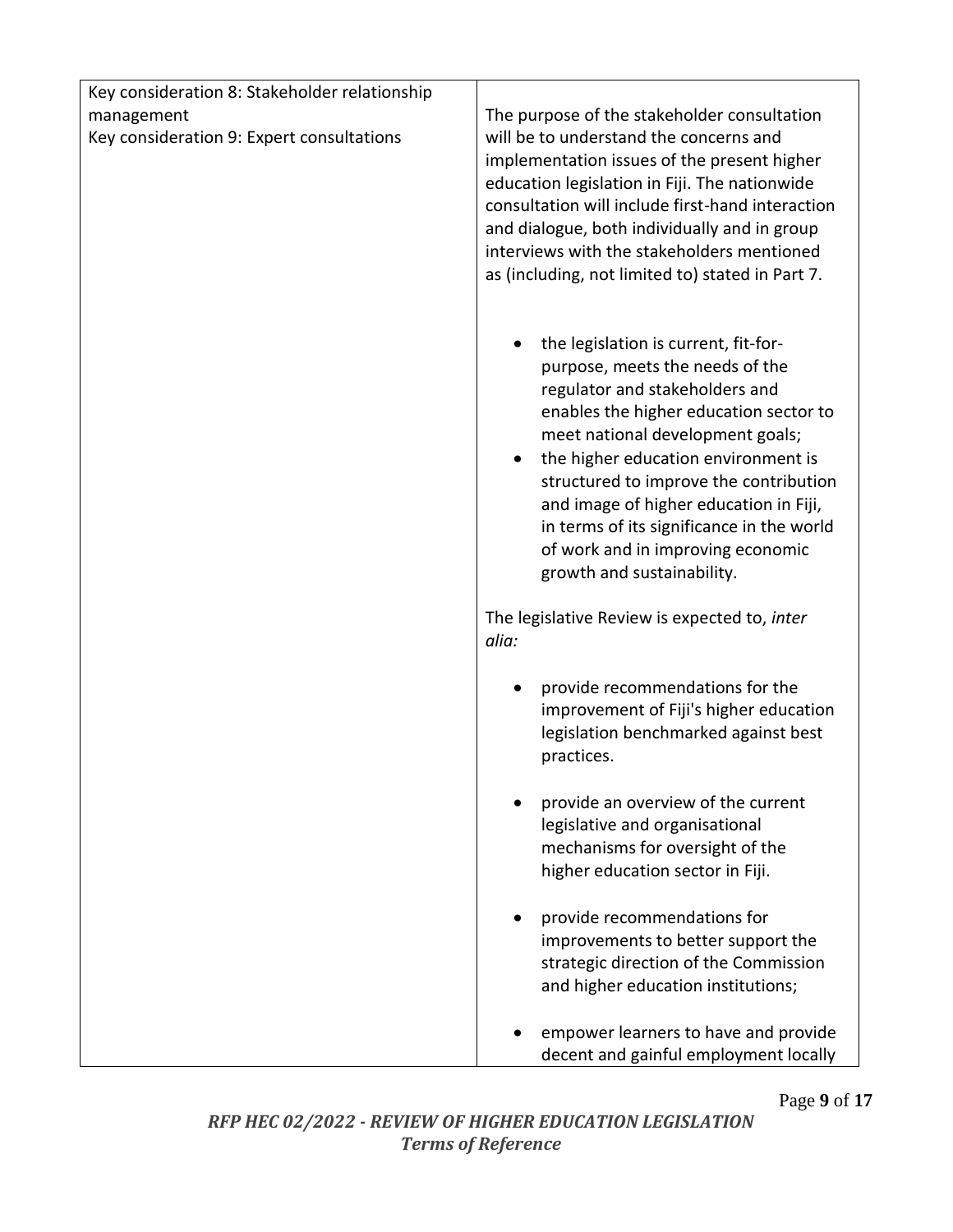| | |
|---|---|
| Key consideration 8: Stakeholder relationship management<br>Key consideration 9: Expert consultations | The purpose of the stakeholder consultation will be to understand the concerns and implementation issues of the present higher education legislation in Fiji. The nationwide consultation will include first-hand interaction and dialogue, both individually and in group interviews with the stakeholders mentioned as (including, not limited to) stated in Part 7.<br><br>• the legislation is current, fit-for-purpose, meets the needs of the regulator and stakeholders and enables the higher education sector to meet national development goals;<br>• the higher education environment is structured to improve the contribution and image of higher education in Fiji, in terms of its significance in the world of work and in improving economic growth and sustainability.<br><br>The legislative Review is expected to, *inter alia:*<br><br>• provide recommendations for the improvement of Fiji's higher education legislation benchmarked against best practices.<br><br>• provide an overview of the current legislative and organisational mechanisms for oversight of the higher education sector in Fiji.<br><br>• provide recommendations for improvements to better support the strategic direction of the Commission and higher education institutions;<br><br>• empower learners to have and provide decent and gainful employment locally |

***RFP HEC 02/2022 - REVIEW OF HIGHER EDUCATION LEGISLATION***
***Terms of Reference***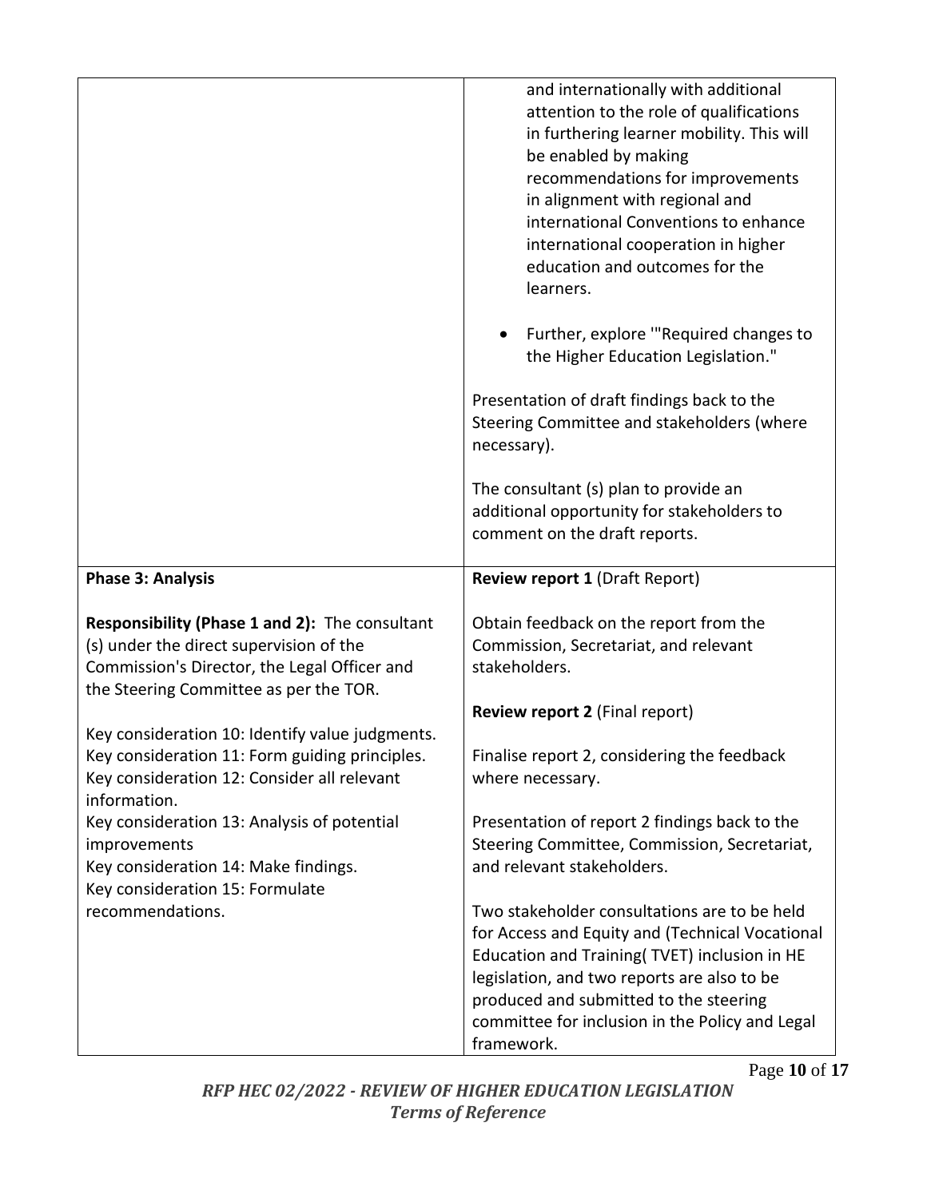| | |
|---|---|
| | and internationally with additional attention to the role of qualifications in furthering learner mobility. This will be enabled by making recommendations for improvements in alignment with regional and international Conventions to enhance international cooperation in higher education and outcomes for the learners.<br><br>• Further, explore '"Required changes to the Higher Education Legislation."<br><br>Presentation of draft findings back to the Steering Committee and stakeholders (where necessary).<br><br>The consultant (s) plan to provide an additional opportunity for stakeholders to comment on the draft reports. |
| **Phase 3: Analysis**<br><br>**Responsibility (Phase 1 and 2):** The consultant (s) under the direct supervision of the Commission's Director, the Legal Officer and the Steering Committee as per the TOR.<br><br>Key consideration 10: Identify value judgments.<br>Key consideration 11: Form guiding principles.<br>Key consideration 12: Consider all relevant information.<br>Key consideration 13: Analysis of potential improvements<br>Key consideration 14: Make findings.<br>Key consideration 15: Formulate recommendations. | **Review report 1** (Draft Report)<br><br>Obtain feedback on the report from the Commission, Secretariat, and relevant stakeholders.<br><br>**Review report 2** (Final report)<br><br>Finalise report 2, considering the feedback where necessary.<br><br>Presentation of report 2 findings back to the Steering Committee, Commission, Secretariat, and relevant stakeholders.<br><br>Two stakeholder consultations are to be held for Access and Equity and (Technical Vocational Education and Training( TVET) inclusion in HE legislation, and two reports are also to be produced and submitted to the steering committee for inclusion in the Policy and Legal framework. |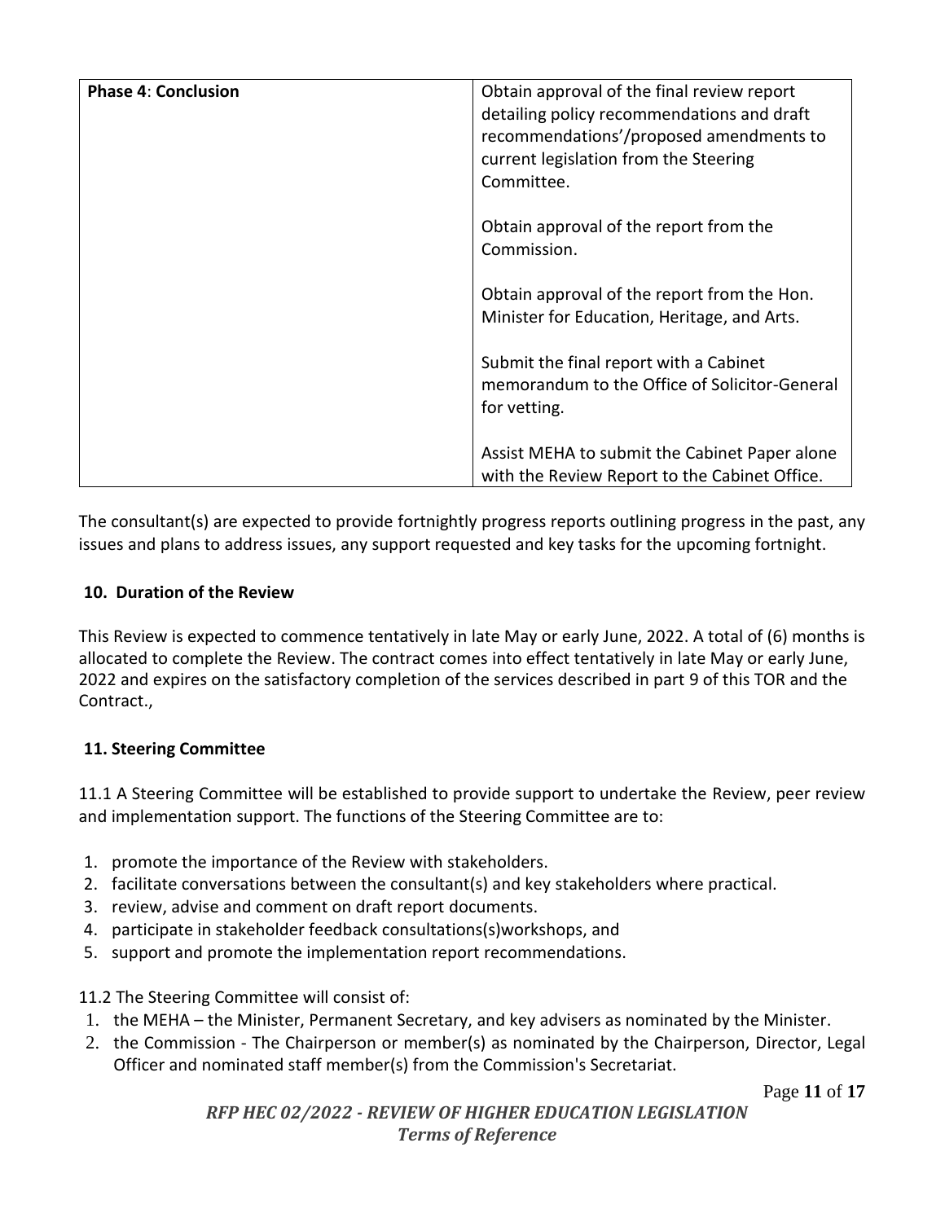| **Phase 4**: **Conclusion** | Obtain approval of the final review report detailing policy recommendations and draft recommendations'/proposed amendments to current legislation from the Steering Committee.<br><br>Obtain approval of the report from the Commission.<br><br>Obtain approval of the report from the Hon. Minister for Education, Heritage, and Arts.<br><br>Submit the final report with a Cabinet memorandum to the Office of Solicitor-General for vetting.<br><br>Assist MEHA to submit the Cabinet Paper alone with the Review Report to the Cabinet Office. |
|---|---|

The consultant(s) are expected to provide fortnightly progress reports outlining progress in the past, any issues and plans to address issues, any support requested and key tasks for the upcoming fortnight.

**10. Duration of the Review**

This Review is expected to commence tentatively in late May or early June, 2022. A total of (6) months is allocated to complete the Review. The contract comes into effect tentatively in late May or early June, 2022 and expires on the satisfactory completion of the services described in part 9 of this TOR and the Contract.,

**11. Steering Committee**

11.1 A Steering Committee will be established to provide support to undertake the Review, peer review and implementation support. The functions of the Steering Committee are to:

1. promote the importance of the Review with stakeholders.
2. facilitate conversations between the consultant(s) and key stakeholders where practical.
3. review, advise and comment on draft report documents.
4. participate in stakeholder feedback consultations(s)workshops, and
5. support and promote the implementation report recommendations.

11.2 The Steering Committee will consist of:

1. the MEHA – the Minister, Permanent Secretary, and key advisers as nominated by the Minister.
2. the Commission - The Chairperson or member(s) as nominated by the Chairperson, Director, Legal Officer and nominated staff member(s) from the Commission's Secretariat.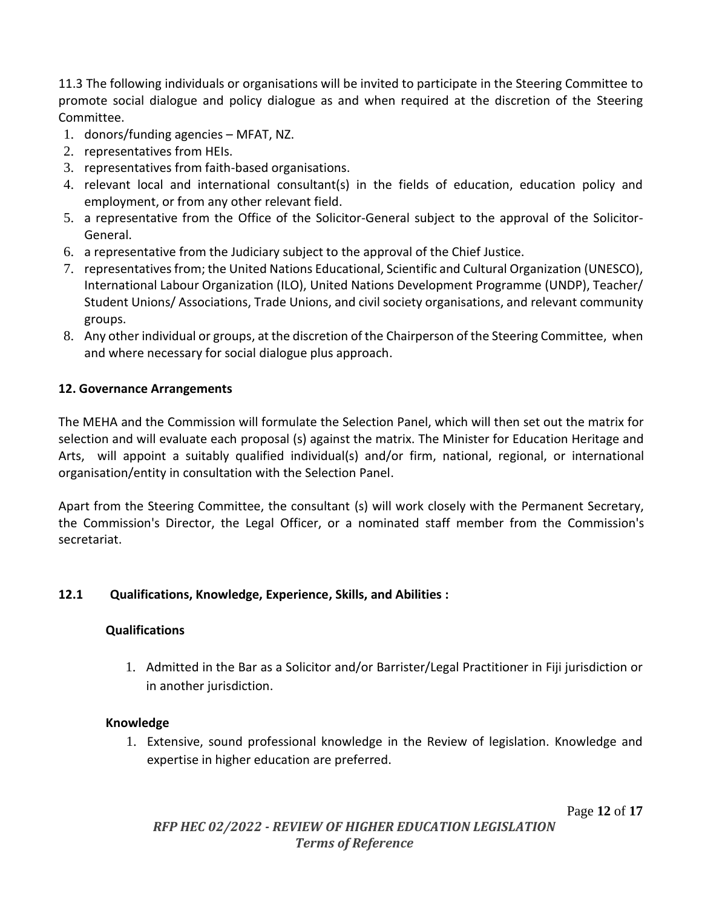11.3 The following individuals or organisations will be invited to participate in the Steering Committee to promote social dialogue and policy dialogue as and when required at the discretion of the Steering Committee.

1. donors/funding agencies – MFAT, NZ.
2. representatives from HEIs.
3. representatives from faith-based organisations.
4. relevant local and international consultant(s) in the fields of education, education policy and employment, or from any other relevant field.
5. a representative from the Office of the Solicitor-General subject to the approval of the Solicitor-General.
6. a representative from the Judiciary subject to the approval of the Chief Justice.
7. representatives from; the United Nations Educational, Scientific and Cultural Organization (UNESCO), International Labour Organization (ILO), United Nations Development Programme (UNDP), Teacher/ Student Unions/ Associations, Trade Unions, and civil society organisations, and relevant community groups.
8. Any other individual or groups, at the discretion of the Chairperson of the Steering Committee, when and where necessary for social dialogue plus approach.

## 12. Governance Arrangements

The MEHA and the Commission will formulate the Selection Panel, which will then set out the matrix for selection and will evaluate each proposal (s) against the matrix. The Minister for Education Heritage and Arts, will appoint a suitably qualified individual(s) and/or firm, national, regional, or international organisation/entity in consultation with the Selection Panel.

Apart from the Steering Committee, the consultant (s) will work closely with the Permanent Secretary, the Commission's Director, the Legal Officer, or a nominated staff member from the Commission's secretariat.

### 12.1 Qualifications, Knowledge, Experience, Skills, and Abilities :

**Qualifications**

1. Admitted in the Bar as a Solicitor and/or Barrister/Legal Practitioner in Fiji jurisdiction or in another jurisdiction.

**Knowledge**

1. Extensive, sound professional knowledge in the Review of legislation. Knowledge and expertise in higher education are preferred.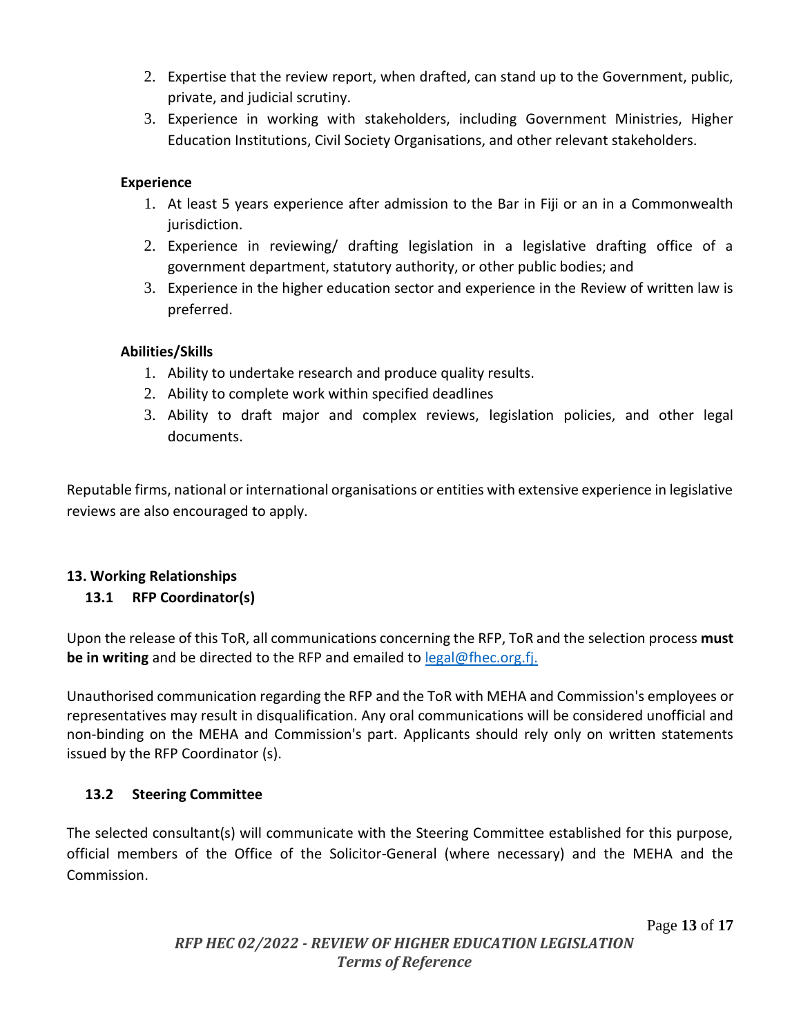2. Expertise that the review report, when drafted, can stand up to the Government, public, private, and judicial scrutiny.
3. Experience in working with stakeholders, including Government Ministries, Higher Education Institutions, Civil Society Organisations, and other relevant stakeholders.

**Experience**

1. At least 5 years experience after admission to the Bar in Fiji or an in a Commonwealth jurisdiction.
2. Experience in reviewing/ drafting legislation in a legislative drafting office of a government department, statutory authority, or other public bodies; and
3. Experience in the higher education sector and experience in the Review of written law is preferred.

**Abilities/Skills**

1. Ability to undertake research and produce quality results.
2. Ability to complete work within specified deadlines
3. Ability to draft major and complex reviews, legislation policies, and other legal documents.

Reputable firms, national or international organisations or entities with extensive experience in legislative reviews are also encouraged to apply.

## 13. Working Relationships

### 13.1 RFP Coordinator(s)

Upon the release of this ToR, all communications concerning the RFP, ToR and the selection process **must be in writing** and be directed to the RFP and emailed to legal@fhec.org.fj.

Unauthorised communication regarding the RFP and the ToR with MEHA and Commission's employees or representatives may result in disqualification. Any oral communications will be considered unofficial and non-binding on the MEHA and Commission's part. Applicants should rely only on written statements issued by the RFP Coordinator (s).

### 13.2 Steering Committee

The selected consultant(s) will communicate with the Steering Committee established for this purpose, official members of the Office of the Solicitor-General (where necessary) and the MEHA and the Commission.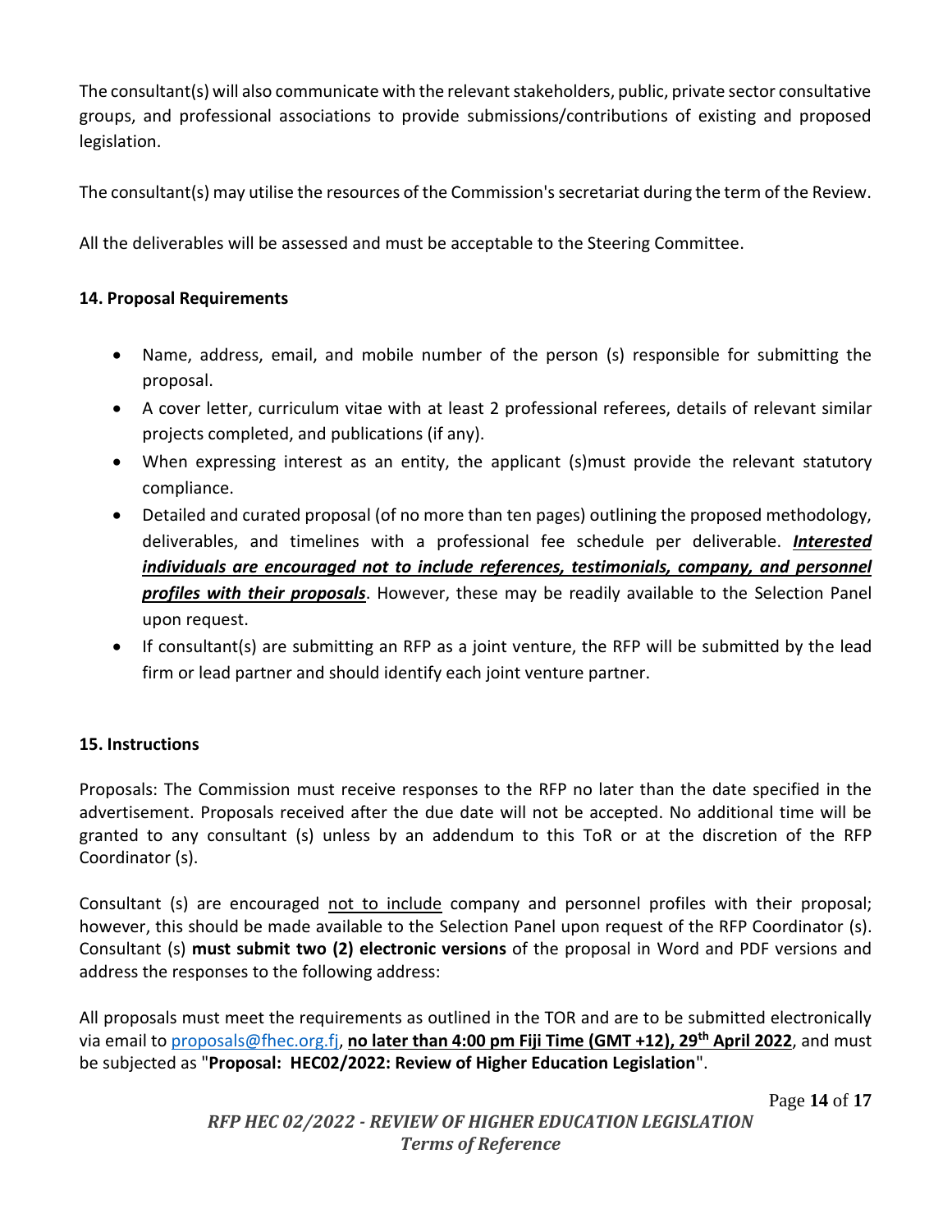The consultant(s) will also communicate with the relevant stakeholders, public, private sector consultative groups, and professional associations to provide submissions/contributions of existing and proposed legislation.

The consultant(s) may utilise the resources of the Commission's secretariat during the term of the Review.

All the deliverables will be assessed and must be acceptable to the Steering Committee.

**14. Proposal Requirements**

- Name, address, email, and mobile number of the person (s) responsible for submitting the proposal.
- A cover letter, curriculum vitae with at least 2 professional referees, details of relevant similar projects completed, and publications (if any).
- When expressing interest as an entity, the applicant (s)must provide the relevant statutory compliance.
- Detailed and curated proposal (of no more than ten pages) outlining the proposed methodology, deliverables, and timelines with a professional fee schedule per deliverable. ***<u>Interested individuals are encouraged not to include references, testimonials, company, and personnel profiles with their proposals</u>***. However, these may be readily available to the Selection Panel upon request.
- If consultant(s) are submitting an RFP as a joint venture, the RFP will be submitted by the lead firm or lead partner and should identify each joint venture partner.

**15. Instructions**

Proposals: The Commission must receive responses to the RFP no later than the date specified in the advertisement. Proposals received after the due date will not be accepted. No additional time will be granted to any consultant (s) unless by an addendum to this ToR or at the discretion of the RFP Coordinator (s).

Consultant (s) are encouraged <u>not to include</u> company and personnel profiles with their proposal; however, this should be made available to the Selection Panel upon request of the RFP Coordinator (s). Consultant (s) **must submit two (2) electronic versions** of the proposal in Word and PDF versions and address the responses to the following address:

All proposals must meet the requirements as outlined in the TOR and are to be submitted electronically via email to proposals@fhec.org.fj, **<u>no later than 4:00 pm Fiji Time (GMT +12), 29th April 2022</u>**, and must be subjected as "**Proposal: HEC02/2022: Review of Higher Education Legislation**".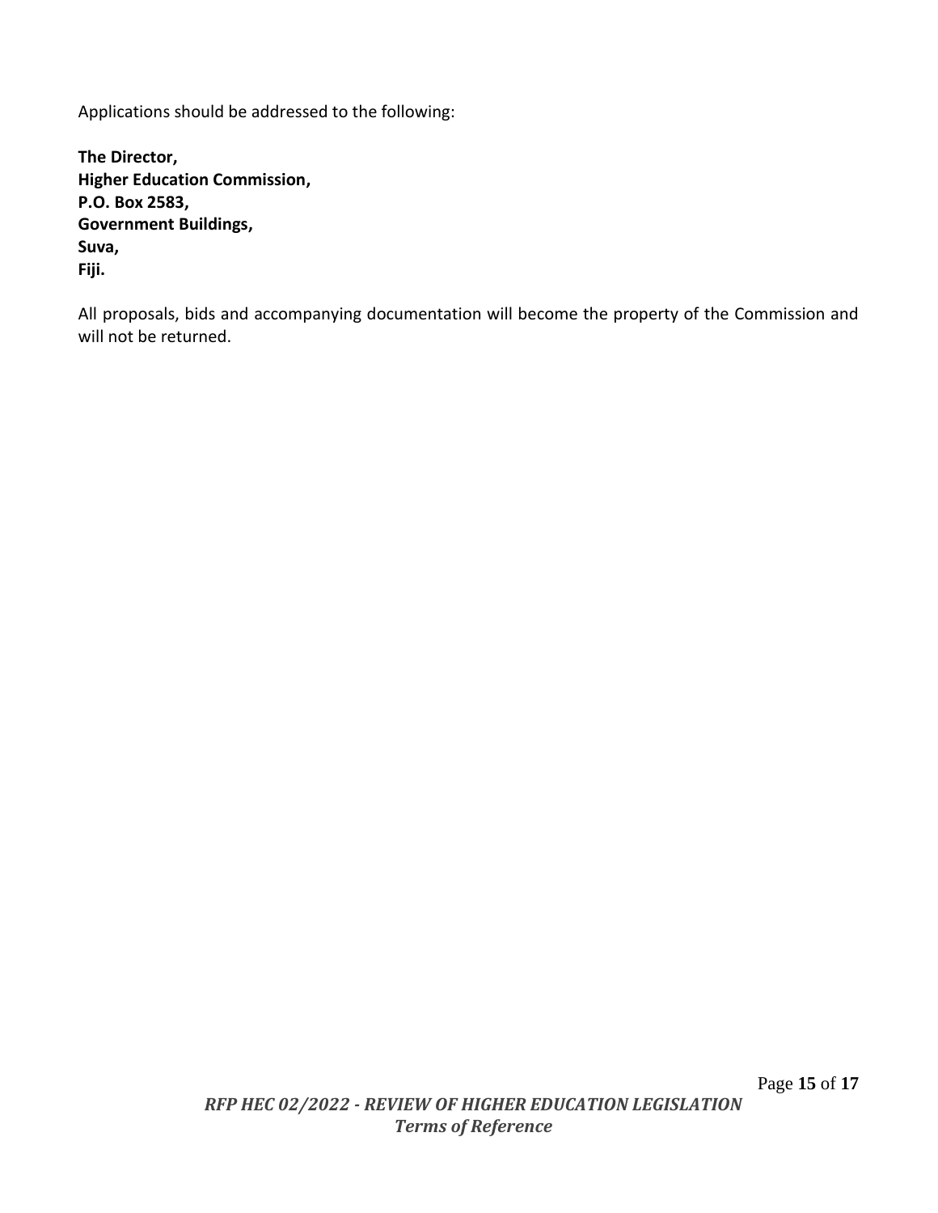Applications should be addressed to the following:

**The Director,**
**Higher Education Commission,**
**P.O. Box 2583,**
**Government Buildings,**
**Suva,**
**Fiji.**

All proposals, bids and accompanying documentation will become the property of the Commission and will not be returned.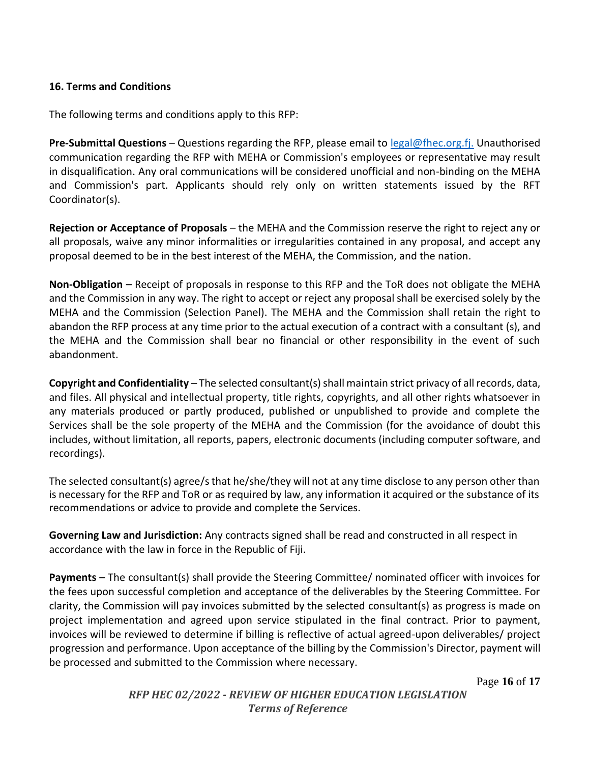### 16. Terms and Conditions

The following terms and conditions apply to this RFP:

**Pre-Submittal Questions** – Questions regarding the RFP, please email to legal@fhec.org.fj. Unauthorised communication regarding the RFP with MEHA or Commission's employees or representative may result in disqualification. Any oral communications will be considered unofficial and non-binding on the MEHA and Commission's part. Applicants should rely only on written statements issued by the RFT Coordinator(s).

**Rejection or Acceptance of Proposals** – the MEHA and the Commission reserve the right to reject any or all proposals, waive any minor informalities or irregularities contained in any proposal, and accept any proposal deemed to be in the best interest of the MEHA, the Commission, and the nation.

**Non-Obligation** – Receipt of proposals in response to this RFP and the ToR does not obligate the MEHA and the Commission in any way. The right to accept or reject any proposal shall be exercised solely by the MEHA and the Commission (Selection Panel). The MEHA and the Commission shall retain the right to abandon the RFP process at any time prior to the actual execution of a contract with a consultant (s), and the MEHA and the Commission shall bear no financial or other responsibility in the event of such abandonment.

**Copyright and Confidentiality** – The selected consultant(s) shall maintain strict privacy of all records, data, and files. All physical and intellectual property, title rights, copyrights, and all other rights whatsoever in any materials produced or partly produced, published or unpublished to provide and complete the Services shall be the sole property of the MEHA and the Commission (for the avoidance of doubt this includes, without limitation, all reports, papers, electronic documents (including computer software, and recordings).

The selected consultant(s) agree/s that he/she/they will not at any time disclose to any person other than is necessary for the RFP and ToR or as required by law, any information it acquired or the substance of its recommendations or advice to provide and complete the Services.

**Governing Law and Jurisdiction:** Any contracts signed shall be read and constructed in all respect in accordance with the law in force in the Republic of Fiji.

**Payments** – The consultant(s) shall provide the Steering Committee/ nominated officer with invoices for the fees upon successful completion and acceptance of the deliverables by the Steering Committee. For clarity, the Commission will pay invoices submitted by the selected consultant(s) as progress is made on project implementation and agreed upon service stipulated in the final contract. Prior to payment, invoices will be reviewed to determine if billing is reflective of actual agreed-upon deliverables/ project progression and performance. Upon acceptance of the billing by the Commission's Director, payment will be processed and submitted to the Commission where necessary.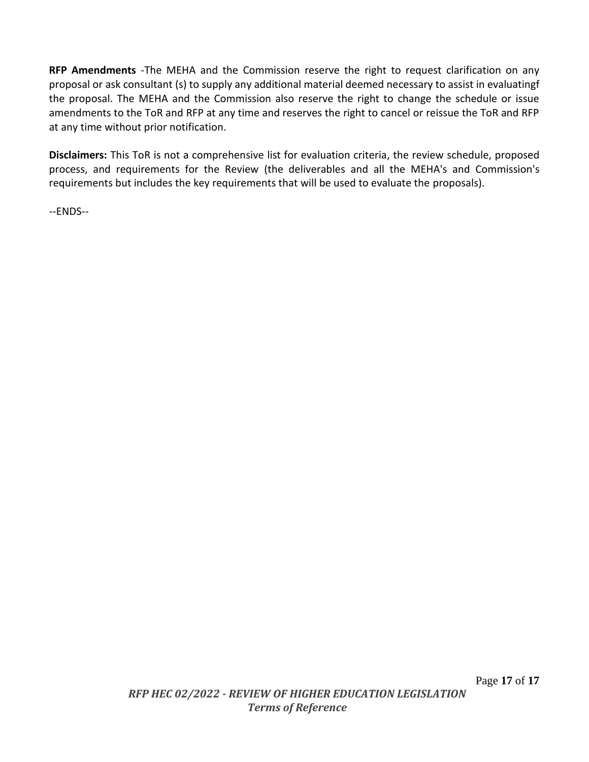**RFP Amendments** -The MEHA and the Commission reserve the right to request clarification on any proposal or ask consultant (s) to supply any additional material deemed necessary to assist in evaluatingf the proposal. The MEHA and the Commission also reserve the right to change the schedule or issue amendments to the ToR and RFP at any time and reserves the right to cancel or reissue the ToR and RFP at any time without prior notification.

**Disclaimers:** This ToR is not a comprehensive list for evaluation criteria, the review schedule, proposed process, and requirements for the Review (the deliverables and all the MEHA's and Commission's requirements but includes the key requirements that will be used to evaluate the proposals).

--ENDS--